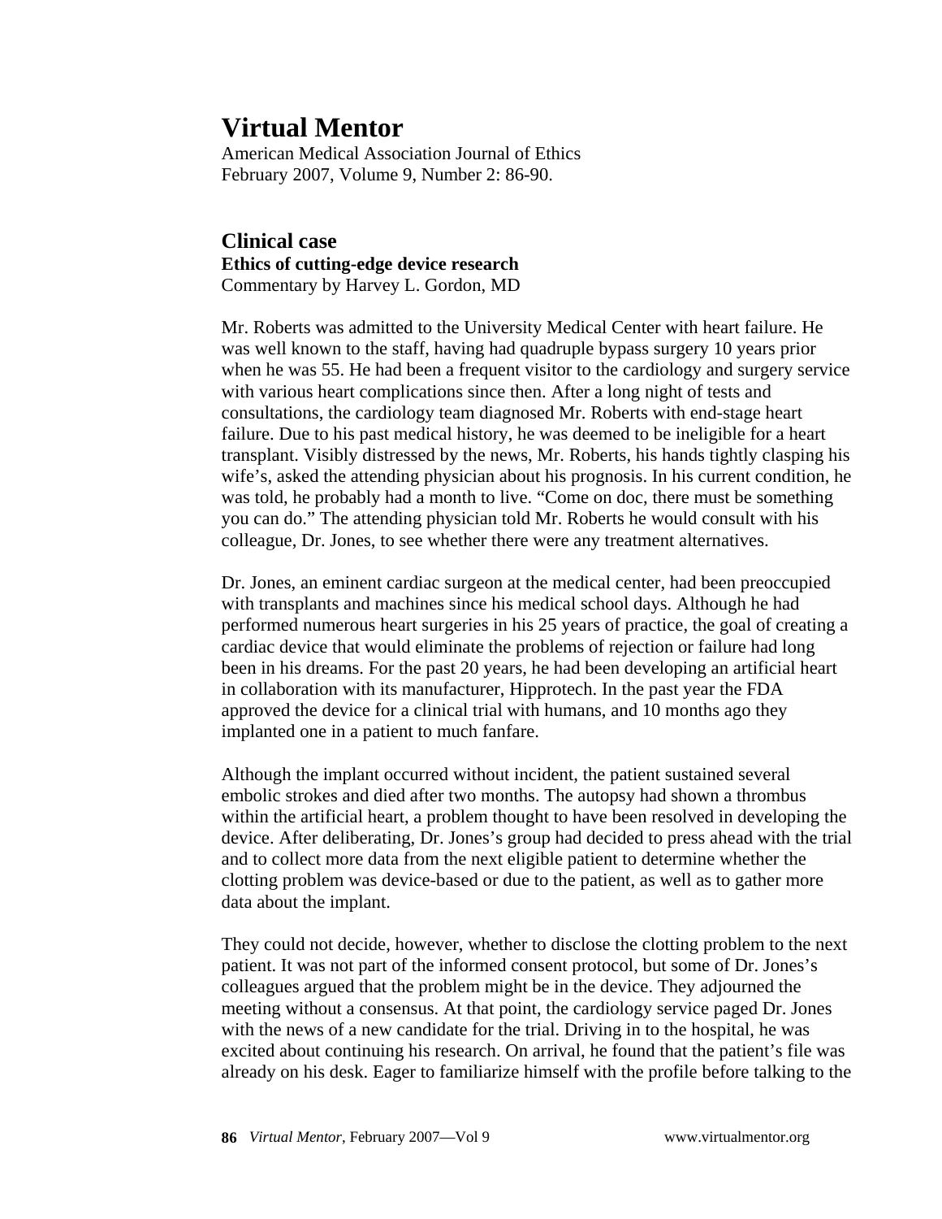# Virtual Mentor

American Medical Association Journal of Ethics
February 2007, Volume 9, Number 2: 86-90.

## Clinical case

**Ethics of cutting-edge device research**
Commentary by Harvey L. Gordon, MD

Mr. Roberts was admitted to the University Medical Center with heart failure. He was well known to the staff, having had quadruple bypass surgery 10 years prior when he was 55. He had been a frequent visitor to the cardiology and surgery service with various heart complications since then. After a long night of tests and consultations, the cardiology team diagnosed Mr. Roberts with end-stage heart failure. Due to his past medical history, he was deemed to be ineligible for a heart transplant. Visibly distressed by the news, Mr. Roberts, his hands tightly clasping his wife's, asked the attending physician about his prognosis. In his current condition, he was told, he probably had a month to live. "Come on doc, there must be something you can do." The attending physician told Mr. Roberts he would consult with his colleague, Dr. Jones, to see whether there were any treatment alternatives.

Dr. Jones, an eminent cardiac surgeon at the medical center, had been preoccupied with transplants and machines since his medical school days. Although he had performed numerous heart surgeries in his 25 years of practice, the goal of creating a cardiac device that would eliminate the problems of rejection or failure had long been in his dreams. For the past 20 years, he had been developing an artificial heart in collaboration with its manufacturer, Hipprotech. In the past year the FDA approved the device for a clinical trial with humans, and 10 months ago they implanted one in a patient to much fanfare.

Although the implant occurred without incident, the patient sustained several embolic strokes and died after two months. The autopsy had shown a thrombus within the artificial heart, a problem thought to have been resolved in developing the device. After deliberating, Dr. Jones's group had decided to press ahead with the trial and to collect more data from the next eligible patient to determine whether the clotting problem was device-based or due to the patient, as well as to gather more data about the implant.

They could not decide, however, whether to disclose the clotting problem to the next patient. It was not part of the informed consent protocol, but some of Dr. Jones's colleagues argued that the problem might be in the device. They adjourned the meeting without a consensus. At that point, the cardiology service paged Dr. Jones with the news of a new candidate for the trial. Driving in to the hospital, he was excited about continuing his research. On arrival, he found that the patient's file was already on his desk. Eager to familiarize himself with the profile before talking to the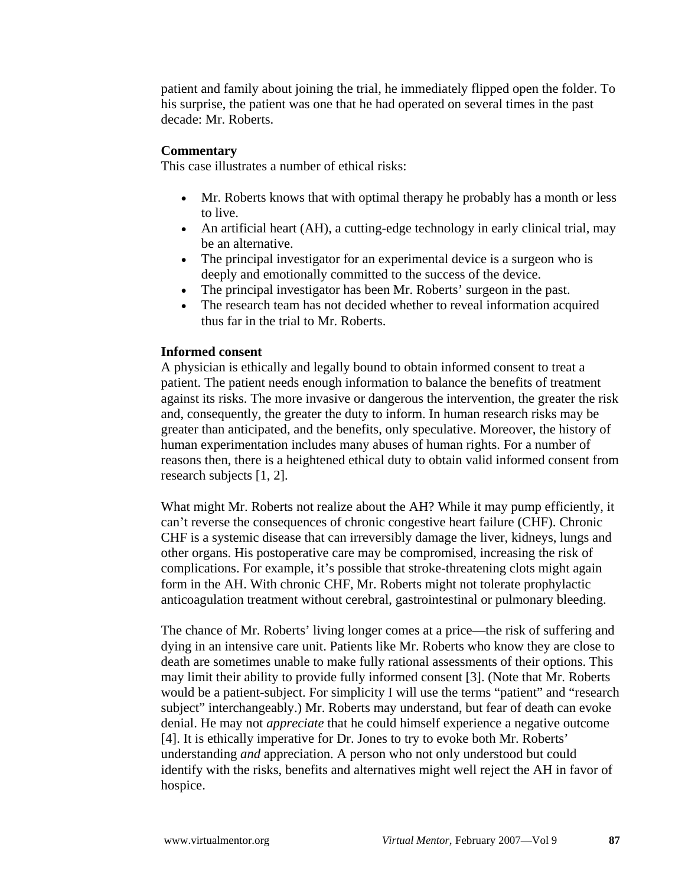patient and family about joining the trial, he immediately flipped open the folder. To his surprise, the patient was one that he had operated on several times in the past decade: Mr. Roberts.

**Commentary**

This case illustrates a number of ethical risks:

- Mr. Roberts knows that with optimal therapy he probably has a month or less to live.
- An artificial heart (AH), a cutting-edge technology in early clinical trial, may be an alternative.
- The principal investigator for an experimental device is a surgeon who is deeply and emotionally committed to the success of the device.
- The principal investigator has been Mr. Roberts' surgeon in the past.
- The research team has not decided whether to reveal information acquired thus far in the trial to Mr. Roberts.

**Informed consent**

A physician is ethically and legally bound to obtain informed consent to treat a patient. The patient needs enough information to balance the benefits of treatment against its risks. The more invasive or dangerous the intervention, the greater the risk and, consequently, the greater the duty to inform. In human research risks may be greater than anticipated, and the benefits, only speculative. Moreover, the history of human experimentation includes many abuses of human rights. For a number of reasons then, there is a heightened ethical duty to obtain valid informed consent from research subjects [1, 2].

What might Mr. Roberts not realize about the AH? While it may pump efficiently, it can't reverse the consequences of chronic congestive heart failure (CHF). Chronic CHF is a systemic disease that can irreversibly damage the liver, kidneys, lungs and other organs. His postoperative care may be compromised, increasing the risk of complications. For example, it's possible that stroke-threatening clots might again form in the AH. With chronic CHF, Mr. Roberts might not tolerate prophylactic anticoagulation treatment without cerebral, gastrointestinal or pulmonary bleeding.

The chance of Mr. Roberts' living longer comes at a price—the risk of suffering and dying in an intensive care unit. Patients like Mr. Roberts who know they are close to death are sometimes unable to make fully rational assessments of their options. This may limit their ability to provide fully informed consent [3]. (Note that Mr. Roberts would be a patient-subject. For simplicity I will use the terms "patient" and "research subject" interchangeably.) Mr. Roberts may understand, but fear of death can evoke denial. He may not *appreciate* that he could himself experience a negative outcome [4]. It is ethically imperative for Dr. Jones to try to evoke both Mr. Roberts' understanding *and* appreciation. A person who not only understood but could identify with the risks, benefits and alternatives might well reject the AH in favor of hospice.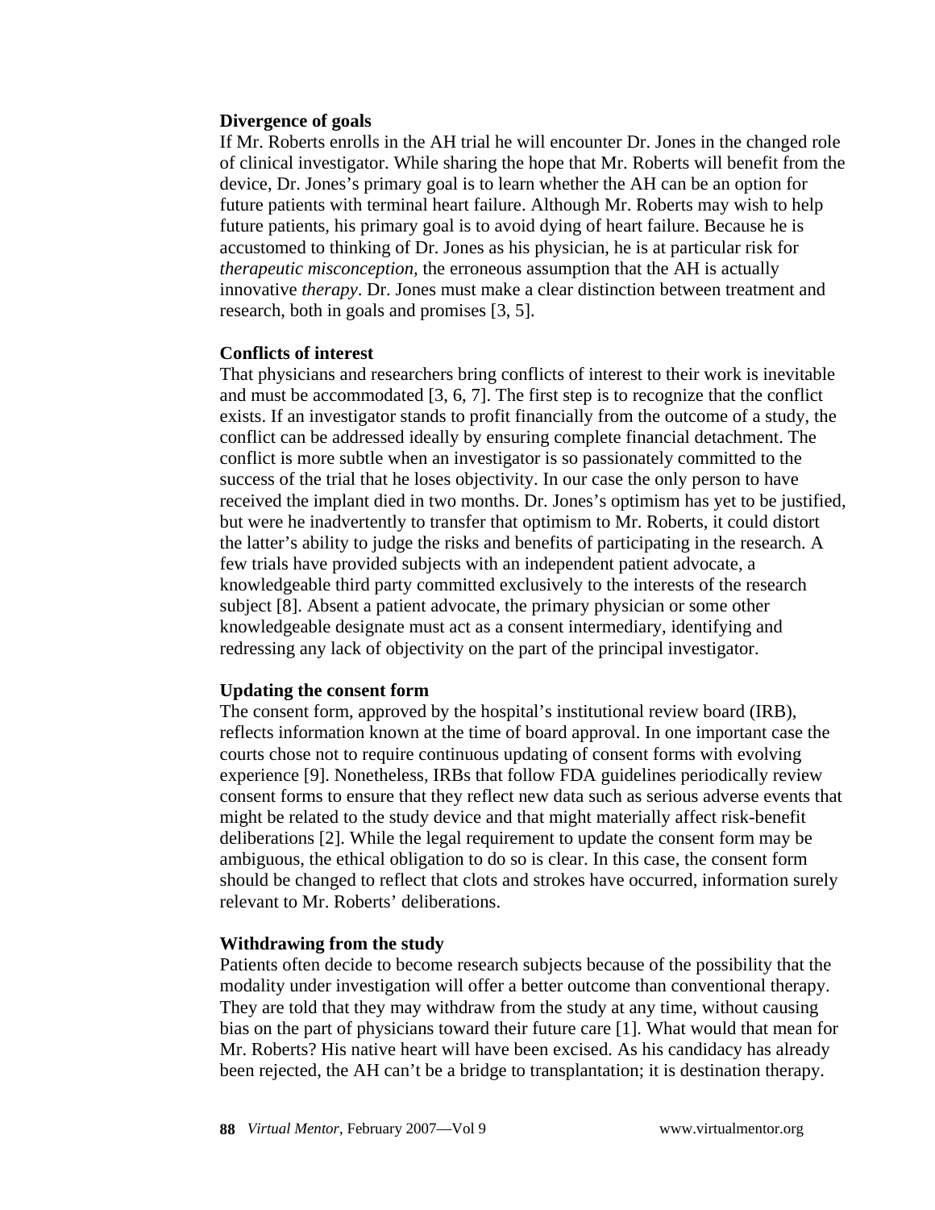### Divergence of goals

If Mr. Roberts enrolls in the AH trial he will encounter Dr. Jones in the changed role of clinical investigator. While sharing the hope that Mr. Roberts will benefit from the device, Dr. Jones's primary goal is to learn whether the AH can be an option for future patients with terminal heart failure. Although Mr. Roberts may wish to help future patients, his primary goal is to avoid dying of heart failure. Because he is accustomed to thinking of Dr. Jones as his physician, he is at particular risk for *therapeutic misconception,* the erroneous assumption that the AH is actually innovative *therapy*. Dr. Jones must make a clear distinction between treatment and research, both in goals and promises [3, 5].

### Conflicts of interest

That physicians and researchers bring conflicts of interest to their work is inevitable and must be accommodated [3, 6, 7]. The first step is to recognize that the conflict exists. If an investigator stands to profit financially from the outcome of a study, the conflict can be addressed ideally by ensuring complete financial detachment. The conflict is more subtle when an investigator is so passionately committed to the success of the trial that he loses objectivity. In our case the only person to have received the implant died in two months. Dr. Jones's optimism has yet to be justified, but were he inadvertently to transfer that optimism to Mr. Roberts, it could distort the latter's ability to judge the risks and benefits of participating in the research. A few trials have provided subjects with an independent patient advocate, a knowledgeable third party committed exclusively to the interests of the research subject [8]. Absent a patient advocate, the primary physician or some other knowledgeable designate must act as a consent intermediary, identifying and redressing any lack of objectivity on the part of the principal investigator.

### Updating the consent form

The consent form, approved by the hospital's institutional review board (IRB), reflects information known at the time of board approval. In one important case the courts chose not to require continuous updating of consent forms with evolving experience [9]. Nonetheless, IRBs that follow FDA guidelines periodically review consent forms to ensure that they reflect new data such as serious adverse events that might be related to the study device and that might materially affect risk-benefit deliberations [2]. While the legal requirement to update the consent form may be ambiguous, the ethical obligation to do so is clear. In this case, the consent form should be changed to reflect that clots and strokes have occurred, information surely relevant to Mr. Roberts' deliberations.

### Withdrawing from the study

Patients often decide to become research subjects because of the possibility that the modality under investigation will offer a better outcome than conventional therapy. They are told that they may withdraw from the study at any time, without causing bias on the part of physicians toward their future care [1]. What would that mean for Mr. Roberts? His native heart will have been excised. As his candidacy has already been rejected, the AH can't be a bridge to transplantation; it is destination therapy.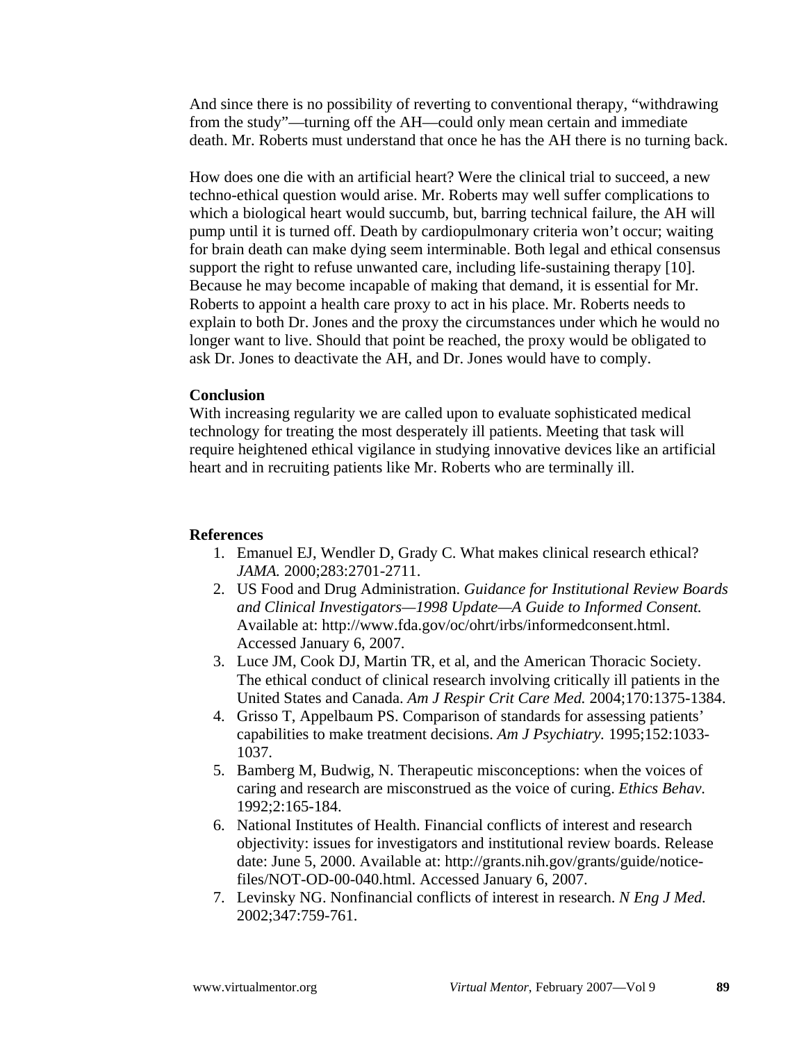And since there is no possibility of reverting to conventional therapy, "withdrawing from the study"—turning off the AH—could only mean certain and immediate death. Mr. Roberts must understand that once he has the AH there is no turning back.

How does one die with an artificial heart? Were the clinical trial to succeed, a new techno-ethical question would arise. Mr. Roberts may well suffer complications to which a biological heart would succumb, but, barring technical failure, the AH will pump until it is turned off. Death by cardiopulmonary criteria won't occur; waiting for brain death can make dying seem interminable. Both legal and ethical consensus support the right to refuse unwanted care, including life-sustaining therapy [10]. Because he may become incapable of making that demand, it is essential for Mr. Roberts to appoint a health care proxy to act in his place. Mr. Roberts needs to explain to both Dr. Jones and the proxy the circumstances under which he would no longer want to live. Should that point be reached, the proxy would be obligated to ask Dr. Jones to deactivate the AH, and Dr. Jones would have to comply.

**Conclusion**

With increasing regularity we are called upon to evaluate sophisticated medical technology for treating the most desperately ill patients. Meeting that task will require heightened ethical vigilance in studying innovative devices like an artificial heart and in recruiting patients like Mr. Roberts who are terminally ill.

**References**

1. Emanuel EJ, Wendler D, Grady C. What makes clinical research ethical? *JAMA.* 2000;283:2701-2711.
2. US Food and Drug Administration. *Guidance for Institutional Review Boards and Clinical Investigators—1998 Update—A Guide to Informed Consent.* Available at: http://www.fda.gov/oc/ohrt/irbs/informedconsent.html. Accessed January 6, 2007.
3. Luce JM, Cook DJ, Martin TR, et al, and the American Thoracic Society. The ethical conduct of clinical research involving critically ill patients in the United States and Canada. *Am J Respir Crit Care Med.* 2004;170:1375-1384.
4. Grisso T, Appelbaum PS. Comparison of standards for assessing patients' capabilities to make treatment decisions. *Am J Psychiatry.* 1995;152:1033-1037.
5. Bamberg M, Budwig, N. Therapeutic misconceptions: when the voices of caring and research are misconstrued as the voice of curing. *Ethics Behav.* 1992;2:165-184.
6. National Institutes of Health. Financial conflicts of interest and research objectivity: issues for investigators and institutional review boards. Release date: June 5, 2000. Available at: http://grants.nih.gov/grants/guide/notice-files/NOT-OD-00-040.html. Accessed January 6, 2007.
7. Levinsky NG. Nonfinancial conflicts of interest in research. *N Eng J Med.* 2002;347:759-761.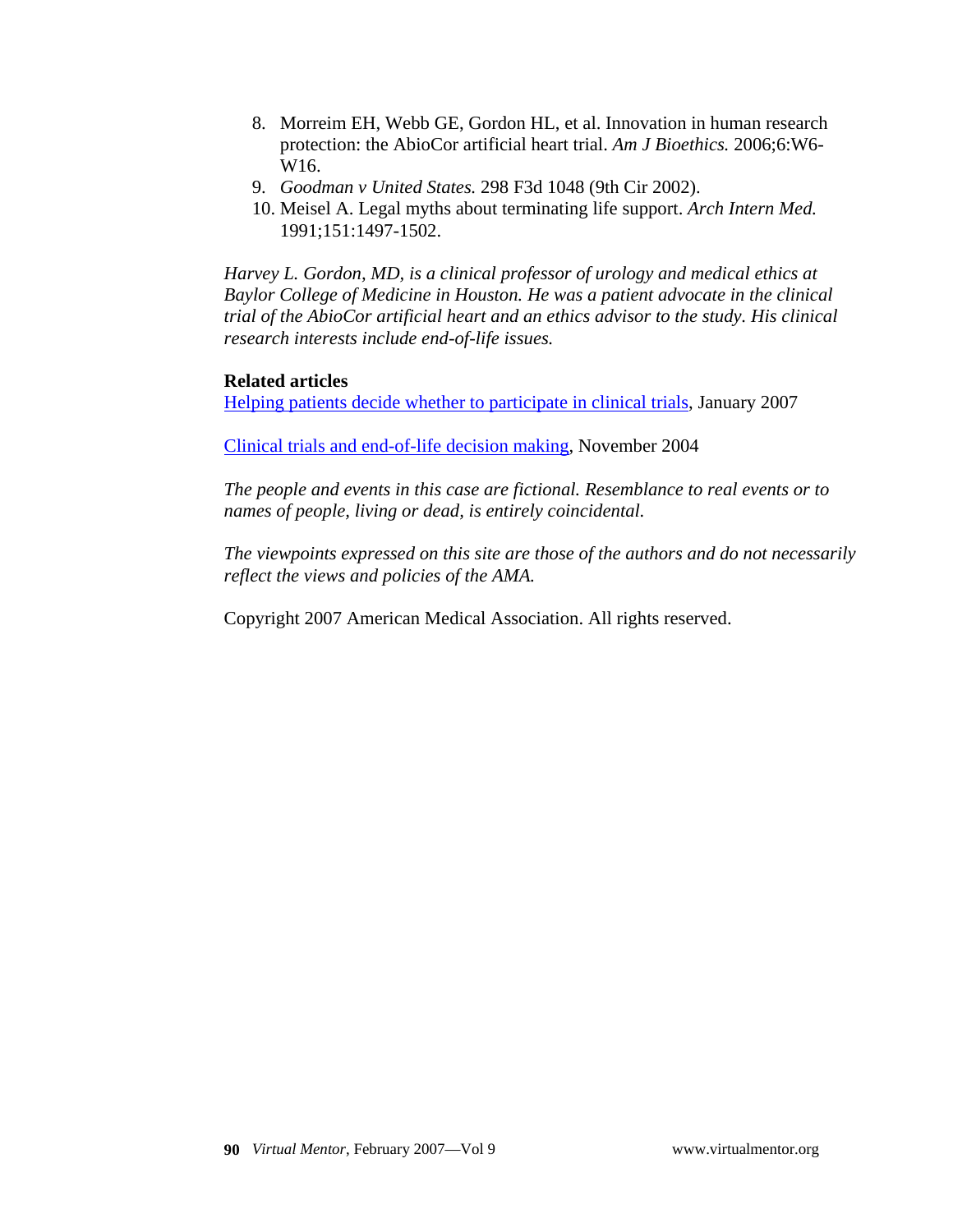8. Morreim EH, Webb GE, Gordon HL, et al. Innovation in human research protection: the AbioCor artificial heart trial. *Am J Bioethics.* 2006;6:W6-W16.
9. *Goodman v United States.* 298 F3d 1048 (9th Cir 2002).
10. Meisel A. Legal myths about terminating life support. *Arch Intern Med.* 1991;151:1497-1502.

*Harvey L. Gordon, MD, is a clinical professor of urology and medical ethics at Baylor College of Medicine in Houston. He was a patient advocate in the clinical trial of the AbioCor artificial heart and an ethics advisor to the study. His clinical research interests include end-of-life issues.*

**Related articles**

Helping patients decide whether to participate in clinical trials, January 2007

Clinical trials and end-of-life decision making, November 2004

*The people and events in this case are fictional. Resemblance to real events or to names of people, living or dead, is entirely coincidental.*

*The viewpoints expressed on this site are those of the authors and do not necessarily reflect the views and policies of the AMA.*

Copyright 2007 American Medical Association. All rights reserved.